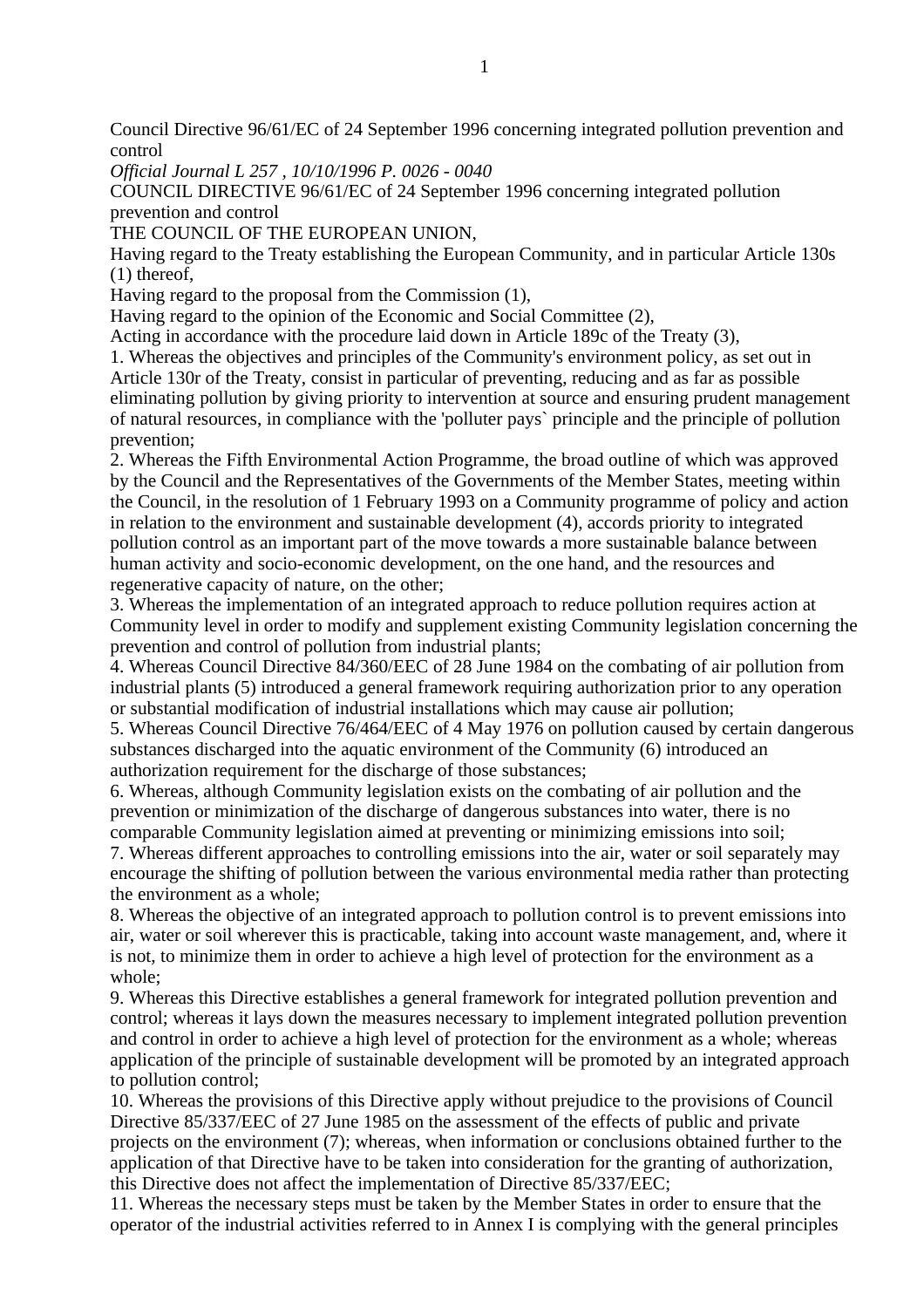Council Directive 96/61/EC of 24 September 1996 concerning integrated pollution prevention and control

*Official Journal L 257 , 10/10/1996 P. 0026 - 0040*

COUNCIL DIRECTIVE 96/61/EC of 24 September 1996 concerning integrated pollution prevention and control

THE COUNCIL OF THE EUROPEAN UNION,

Having regard to the Treaty establishing the European Community, and in particular Article 130s (1) thereof,

Having regard to the proposal from the Commission (1),

Having regard to the opinion of the Economic and Social Committee (2),

Acting in accordance with the procedure laid down in Article 189c of the Treaty (3),

1. Whereas the objectives and principles of the Community's environment policy, as set out in Article 130r of the Treaty, consist in particular of preventing, reducing and as far as possible eliminating pollution by giving priority to intervention at source and ensuring prudent management of natural resources, in compliance with the 'polluter pays` principle and the principle of pollution prevention;
2. Whereas the Fifth Environmental Action Programme, the broad outline of which was approved by the Council and the Representatives of the Governments of the Member States, meeting within the Council, in the resolution of 1 February 1993 on a Community programme of policy and action in relation to the environment and sustainable development (4), accords priority to integrated pollution control as an important part of the move towards a more sustainable balance between human activity and socio-economic development, on the one hand, and the resources and regenerative capacity of nature, on the other;
3. Whereas the implementation of an integrated approach to reduce pollution requires action at Community level in order to modify and supplement existing Community legislation concerning the prevention and control of pollution from industrial plants;
4. Whereas Council Directive 84/360/EEC of 28 June 1984 on the combating of air pollution from industrial plants (5) introduced a general framework requiring authorization prior to any operation or substantial modification of industrial installations which may cause air pollution;
5. Whereas Council Directive 76/464/EEC of 4 May 1976 on pollution caused by certain dangerous substances discharged into the aquatic environment of the Community (6) introduced an authorization requirement for the discharge of those substances;
6. Whereas, although Community legislation exists on the combating of air pollution and the prevention or minimization of the discharge of dangerous substances into water, there is no comparable Community legislation aimed at preventing or minimizing emissions into soil;
7. Whereas different approaches to controlling emissions into the air, water or soil separately may encourage the shifting of pollution between the various environmental media rather than protecting the environment as a whole;
8. Whereas the objective of an integrated approach to pollution control is to prevent emissions into air, water or soil wherever this is practicable, taking into account waste management, and, where it is not, to minimize them in order to achieve a high level of protection for the environment as a whole;
9. Whereas this Directive establishes a general framework for integrated pollution prevention and control; whereas it lays down the measures necessary to implement integrated pollution prevention and control in order to achieve a high level of protection for the environment as a whole; whereas application of the principle of sustainable development will be promoted by an integrated approach to pollution control;
10. Whereas the provisions of this Directive apply without prejudice to the provisions of Council Directive 85/337/EEC of 27 June 1985 on the assessment of the effects of public and private projects on the environment (7); whereas, when information or conclusions obtained further to the application of that Directive have to be taken into consideration for the granting of authorization, this Directive does not affect the implementation of Directive 85/337/EEC;
11. Whereas the necessary steps must be taken by the Member States in order to ensure that the operator of the industrial activities referred to in Annex I is complying with the general principles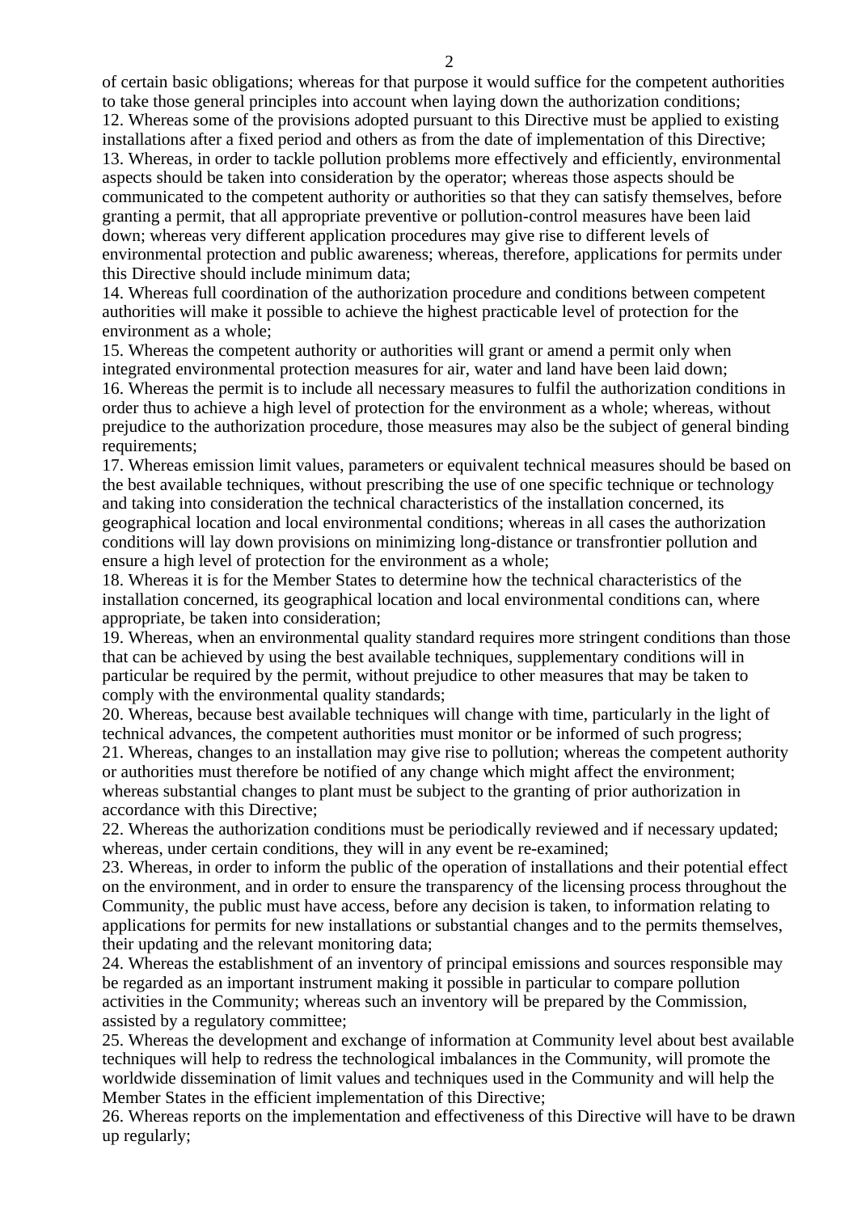of certain basic obligations; whereas for that purpose it would suffice for the competent authorities to take those general principles into account when laying down the authorization conditions;

12. Whereas some of the provisions adopted pursuant to this Directive must be applied to existing installations after a fixed period and others as from the date of implementation of this Directive;

13. Whereas, in order to tackle pollution problems more effectively and efficiently, environmental aspects should be taken into consideration by the operator; whereas those aspects should be communicated to the competent authority or authorities so that they can satisfy themselves, before granting a permit, that all appropriate preventive or pollution-control measures have been laid down; whereas very different application procedures may give rise to different levels of environmental protection and public awareness; whereas, therefore, applications for permits under this Directive should include minimum data;

14. Whereas full coordination of the authorization procedure and conditions between competent authorities will make it possible to achieve the highest practicable level of protection for the environment as a whole;

15. Whereas the competent authority or authorities will grant or amend a permit only when integrated environmental protection measures for air, water and land have been laid down;

16. Whereas the permit is to include all necessary measures to fulfil the authorization conditions in order thus to achieve a high level of protection for the environment as a whole; whereas, without prejudice to the authorization procedure, those measures may also be the subject of general binding requirements;

17. Whereas emission limit values, parameters or equivalent technical measures should be based on the best available techniques, without prescribing the use of one specific technique or technology and taking into consideration the technical characteristics of the installation concerned, its geographical location and local environmental conditions; whereas in all cases the authorization conditions will lay down provisions on minimizing long-distance or transfrontier pollution and ensure a high level of protection for the environment as a whole;

18. Whereas it is for the Member States to determine how the technical characteristics of the installation concerned, its geographical location and local environmental conditions can, where appropriate, be taken into consideration;

19. Whereas, when an environmental quality standard requires more stringent conditions than those that can be achieved by using the best available techniques, supplementary conditions will in particular be required by the permit, without prejudice to other measures that may be taken to comply with the environmental quality standards;

20. Whereas, because best available techniques will change with time, particularly in the light of technical advances, the competent authorities must monitor or be informed of such progress;

21. Whereas, changes to an installation may give rise to pollution; whereas the competent authority or authorities must therefore be notified of any change which might affect the environment; whereas substantial changes to plant must be subject to the granting of prior authorization in accordance with this Directive;

22. Whereas the authorization conditions must be periodically reviewed and if necessary updated; whereas, under certain conditions, they will in any event be re-examined;

23. Whereas, in order to inform the public of the operation of installations and their potential effect on the environment, and in order to ensure the transparency of the licensing process throughout the Community, the public must have access, before any decision is taken, to information relating to applications for permits for new installations or substantial changes and to the permits themselves, their updating and the relevant monitoring data;

24. Whereas the establishment of an inventory of principal emissions and sources responsible may be regarded as an important instrument making it possible in particular to compare pollution activities in the Community; whereas such an inventory will be prepared by the Commission, assisted by a regulatory committee;

25. Whereas the development and exchange of information at Community level about best available techniques will help to redress the technological imbalances in the Community, will promote the worldwide dissemination of limit values and techniques used in the Community and will help the Member States in the efficient implementation of this Directive;

26. Whereas reports on the implementation and effectiveness of this Directive will have to be drawn up regularly;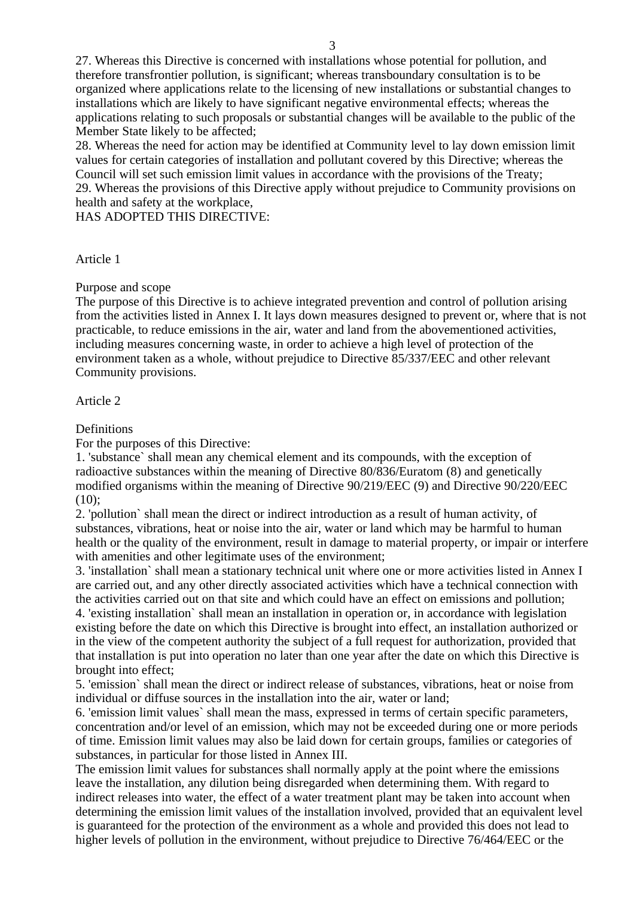27. Whereas this Directive is concerned with installations whose potential for pollution, and therefore transfrontier pollution, is significant; whereas transboundary consultation is to be organized where applications relate to the licensing of new installations or substantial changes to installations which are likely to have significant negative environmental effects; whereas the applications relating to such proposals or substantial changes will be available to the public of the Member State likely to be affected;

28. Whereas the need for action may be identified at Community level to lay down emission limit values for certain categories of installation and pollutant covered by this Directive; whereas the Council will set such emission limit values in accordance with the provisions of the Treaty;

29. Whereas the provisions of this Directive apply without prejudice to Community provisions on health and safety at the workplace,

HAS ADOPTED THIS DIRECTIVE:

Article 1

Purpose and scope

The purpose of this Directive is to achieve integrated prevention and control of pollution arising from the activities listed in Annex I. It lays down measures designed to prevent or, where that is not practicable, to reduce emissions in the air, water and land from the abovementioned activities, including measures concerning waste, in order to achieve a high level of protection of the environment taken as a whole, without prejudice to Directive 85/337/EEC and other relevant Community provisions.

Article 2

Definitions

For the purposes of this Directive:

1. 'substance` shall mean any chemical element and its compounds, with the exception of radioactive substances within the meaning of Directive 80/836/Euratom (8) and genetically modified organisms within the meaning of Directive 90/219/EEC (9) and Directive 90/220/EEC (10);
2. 'pollution` shall mean the direct or indirect introduction as a result of human activity, of substances, vibrations, heat or noise into the air, water or land which may be harmful to human health or the quality of the environment, result in damage to material property, or impair or interfere with amenities and other legitimate uses of the environment;
3. 'installation` shall mean a stationary technical unit where one or more activities listed in Annex I are carried out, and any other directly associated activities which have a technical connection with the activities carried out on that site and which could have an effect on emissions and pollution;
4. 'existing installation` shall mean an installation in operation or, in accordance with legislation existing before the date on which this Directive is brought into effect, an installation authorized or in the view of the competent authority the subject of a full request for authorization, provided that that installation is put into operation no later than one year after the date on which this Directive is brought into effect;
5. 'emission` shall mean the direct or indirect release of substances, vibrations, heat or noise from individual or diffuse sources in the installation into the air, water or land;
6. 'emission limit values` shall mean the mass, expressed in terms of certain specific parameters, concentration and/or level of an emission, which may not be exceeded during one or more periods of time. Emission limit values may also be laid down for certain groups, families or categories of substances, in particular for those listed in Annex III.

The emission limit values for substances shall normally apply at the point where the emissions leave the installation, any dilution being disregarded when determining them. With regard to indirect releases into water, the effect of a water treatment plant may be taken into account when determining the emission limit values of the installation involved, provided that an equivalent level is guaranteed for the protection of the environment as a whole and provided this does not lead to higher levels of pollution in the environment, without prejudice to Directive 76/464/EEC or the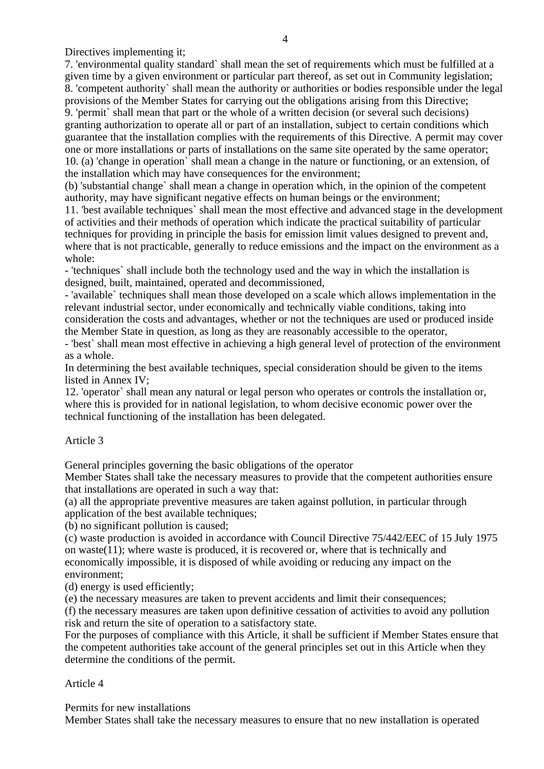Directives implementing it;

7. 'environmental quality standard` shall mean the set of requirements which must be fulfilled at a given time by a given environment or particular part thereof, as set out in Community legislation;

8. 'competent authority` shall mean the authority or authorities or bodies responsible under the legal provisions of the Member States for carrying out the obligations arising from this Directive;

9. 'permit` shall mean that part or the whole of a written decision (or several such decisions) granting authorization to operate all or part of an installation, subject to certain conditions which guarantee that the installation complies with the requirements of this Directive. A permit may cover one or more installations or parts of installations on the same site operated by the same operator;

10. (a) 'change in operation` shall mean a change in the nature or functioning, or an extension, of the installation which may have consequences for the environment;

(b) 'substantial change` shall mean a change in operation which, in the opinion of the competent authority, may have significant negative effects on human beings or the environment;

11. 'best available techniques` shall mean the most effective and advanced stage in the development of activities and their methods of operation which indicate the practical suitability of particular techniques for providing in principle the basis for emission limit values designed to prevent and, where that is not practicable, generally to reduce emissions and the impact on the environment as a whole:

- 'techniques` shall include both the technology used and the way in which the installation is designed, built, maintained, operated and decommissioned,
- 'available` techniques shall mean those developed on a scale which allows implementation in the relevant industrial sector, under economically and technically viable conditions, taking into consideration the costs and advantages, whether or not the techniques are used or produced inside the Member State in question, as long as they are reasonably accessible to the operator,
- 'best` shall mean most effective in achieving a high general level of protection of the environment as a whole.

In determining the best available techniques, special consideration should be given to the items listed in Annex IV;

12. 'operator` shall mean any natural or legal person who operates or controls the installation or, where this is provided for in national legislation, to whom decisive economic power over the technical functioning of the installation has been delegated.

Article 3

General principles governing the basic obligations of the operator

Member States shall take the necessary measures to provide that the competent authorities ensure that installations are operated in such a way that:

(a) all the appropriate preventive measures are taken against pollution, in particular through application of the best available techniques;

(b) no significant pollution is caused;

(c) waste production is avoided in accordance with Council Directive 75/442/EEC of 15 July 1975 on waste(11); where waste is produced, it is recovered or, where that is technically and economically impossible, it is disposed of while avoiding or reducing any impact on the environment;

(d) energy is used efficiently;

(e) the necessary measures are taken to prevent accidents and limit their consequences;

(f) the necessary measures are taken upon definitive cessation of activities to avoid any pollution risk and return the site of operation to a satisfactory state.

For the purposes of compliance with this Article, it shall be sufficient if Member States ensure that the competent authorities take account of the general principles set out in this Article when they determine the conditions of the permit.

Article 4

Permits for new installations

Member States shall take the necessary measures to ensure that no new installation is operated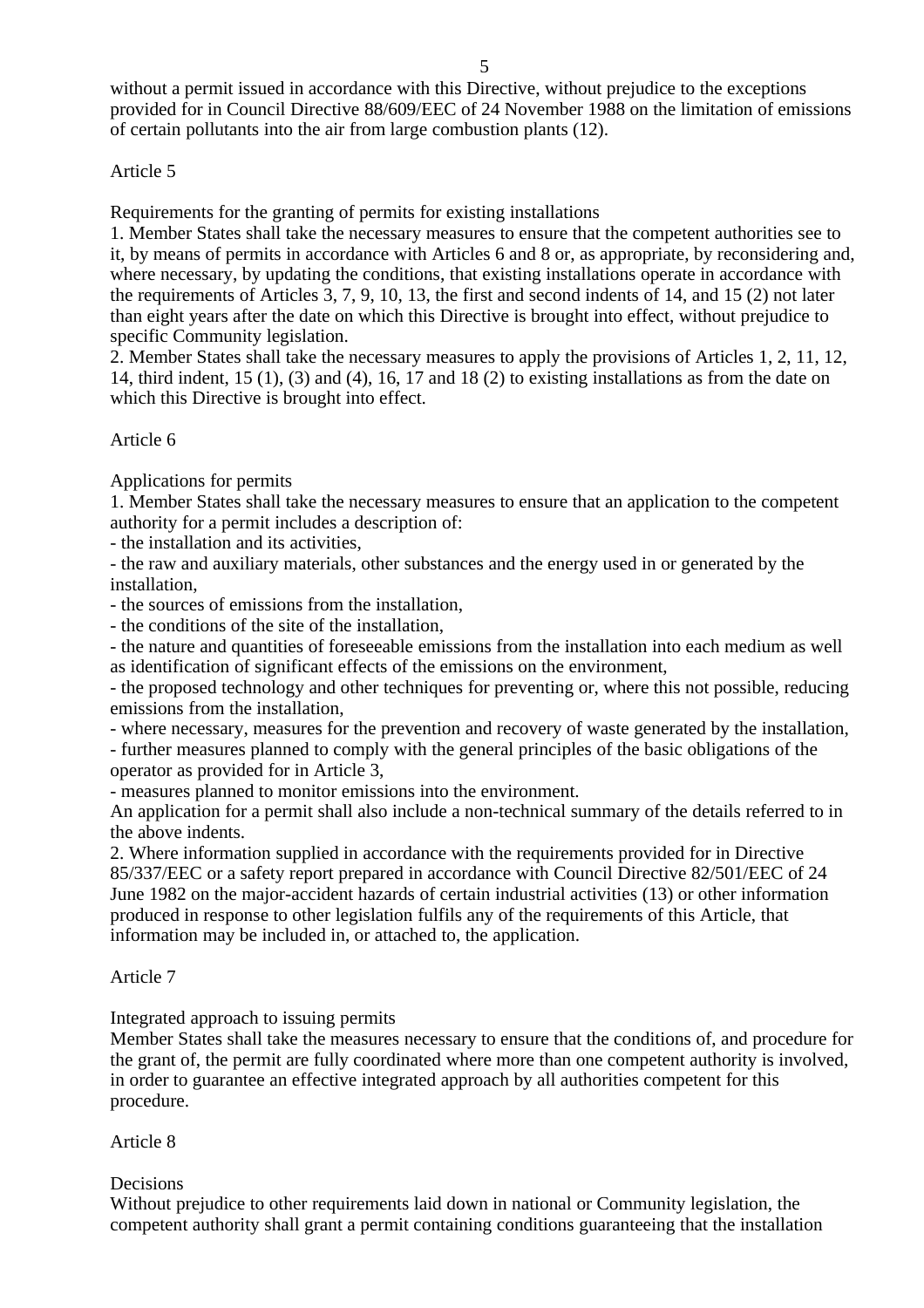without a permit issued in accordance with this Directive, without prejudice to the exceptions provided for in Council Directive 88/609/EEC of 24 November 1988 on the limitation of emissions of certain pollutants into the air from large combustion plants (12).

Article 5

Requirements for the granting of permits for existing installations

1. Member States shall take the necessary measures to ensure that the competent authorities see to it, by means of permits in accordance with Articles 6 and 8 or, as appropriate, by reconsidering and, where necessary, by updating the conditions, that existing installations operate in accordance with the requirements of Articles 3, 7, 9, 10, 13, the first and second indents of 14, and 15 (2) not later than eight years after the date on which this Directive is brought into effect, without prejudice to specific Community legislation.

2. Member States shall take the necessary measures to apply the provisions of Articles 1, 2, 11, 12, 14, third indent, 15 (1), (3) and (4), 16, 17 and 18 (2) to existing installations as from the date on which this Directive is brought into effect.

Article 6

Applications for permits

1. Member States shall take the necessary measures to ensure that an application to the competent authority for a permit includes a description of:

- the installation and its activities,
- the raw and auxiliary materials, other substances and the energy used in or generated by the installation,
- the sources of emissions from the installation,
- the conditions of the site of the installation,
- the nature and quantities of foreseeable emissions from the installation into each medium as well as identification of significant effects of the emissions on the environment,
- the proposed technology and other techniques for preventing or, where this not possible, reducing emissions from the installation,
- where necessary, measures for the prevention and recovery of waste generated by the installation,
- further measures planned to comply with the general principles of the basic obligations of the operator as provided for in Article 3,
- measures planned to monitor emissions into the environment.

An application for a permit shall also include a non-technical summary of the details referred to in the above indents.

2. Where information supplied in accordance with the requirements provided for in Directive 85/337/EEC or a safety report prepared in accordance with Council Directive 82/501/EEC of 24 June 1982 on the major-accident hazards of certain industrial activities (13) or other information produced in response to other legislation fulfils any of the requirements of this Article, that information may be included in, or attached to, the application.

Article 7

Integrated approach to issuing permits

Member States shall take the measures necessary to ensure that the conditions of, and procedure for the grant of, the permit are fully coordinated where more than one competent authority is involved, in order to guarantee an effective integrated approach by all authorities competent for this procedure.

Article 8

Decisions

Without prejudice to other requirements laid down in national or Community legislation, the competent authority shall grant a permit containing conditions guaranteeing that the installation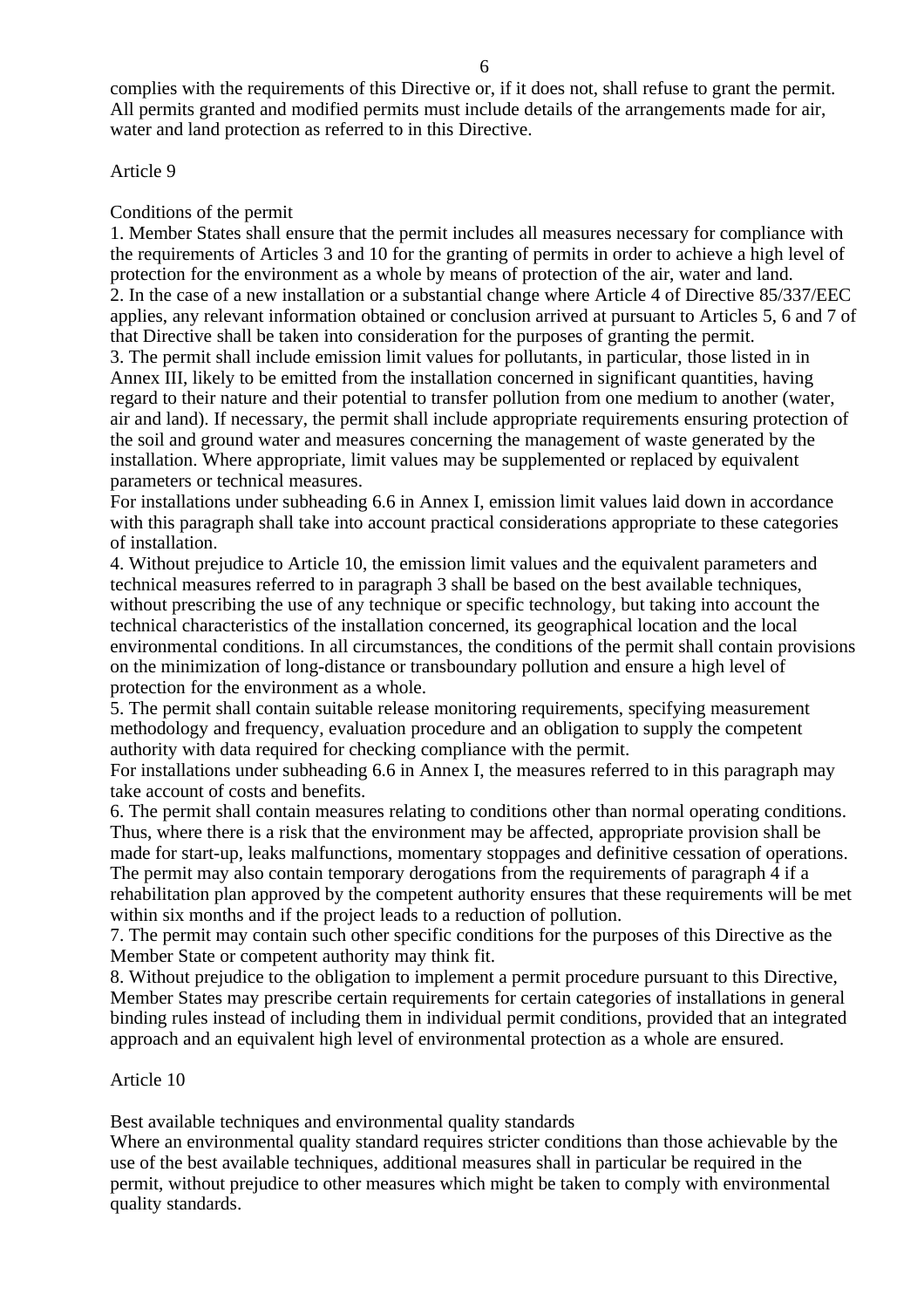complies with the requirements of this Directive or, if it does not, shall refuse to grant the permit. All permits granted and modified permits must include details of the arrangements made for air, water and land protection as referred to in this Directive.

Article 9

Conditions of the permit

1. Member States shall ensure that the permit includes all measures necessary for compliance with the requirements of Articles 3 and 10 for the granting of permits in order to achieve a high level of protection for the environment as a whole by means of protection of the air, water and land.
2. In the case of a new installation or a substantial change where Article 4 of Directive 85/337/EEC applies, any relevant information obtained or conclusion arrived at pursuant to Articles 5, 6 and 7 of that Directive shall be taken into consideration for the purposes of granting the permit.
3. The permit shall include emission limit values for pollutants, in particular, those listed in in Annex III, likely to be emitted from the installation concerned in significant quantities, having regard to their nature and their potential to transfer pollution from one medium to another (water, air and land). If necessary, the permit shall include appropriate requirements ensuring protection of the soil and ground water and measures concerning the management of waste generated by the installation. Where appropriate, limit values may be supplemented or replaced by equivalent parameters or technical measures.
For installations under subheading 6.6 in Annex I, emission limit values laid down in accordance with this paragraph shall take into account practical considerations appropriate to these categories of installation.
4. Without prejudice to Article 10, the emission limit values and the equivalent parameters and technical measures referred to in paragraph 3 shall be based on the best available techniques, without prescribing the use of any technique or specific technology, but taking into account the technical characteristics of the installation concerned, its geographical location and the local environmental conditions. In all circumstances, the conditions of the permit shall contain provisions on the minimization of long-distance or transboundary pollution and ensure a high level of protection for the environment as a whole.
5. The permit shall contain suitable release monitoring requirements, specifying measurement methodology and frequency, evaluation procedure and an obligation to supply the competent authority with data required for checking compliance with the permit.
For installations under subheading 6.6 in Annex I, the measures referred to in this paragraph may take account of costs and benefits.
6. The permit shall contain measures relating to conditions other than normal operating conditions. Thus, where there is a risk that the environment may be affected, appropriate provision shall be made for start-up, leaks malfunctions, momentary stoppages and definitive cessation of operations. The permit may also contain temporary derogations from the requirements of paragraph 4 if a rehabilitation plan approved by the competent authority ensures that these requirements will be met within six months and if the project leads to a reduction of pollution.
7. The permit may contain such other specific conditions for the purposes of this Directive as the Member State or competent authority may think fit.
8. Without prejudice to the obligation to implement a permit procedure pursuant to this Directive, Member States may prescribe certain requirements for certain categories of installations in general binding rules instead of including them in individual permit conditions, provided that an integrated approach and an equivalent high level of environmental protection as a whole are ensured.

Article 10

Best available techniques and environmental quality standards

Where an environmental quality standard requires stricter conditions than those achievable by the use of the best available techniques, additional measures shall in particular be required in the permit, without prejudice to other measures which might be taken to comply with environmental quality standards.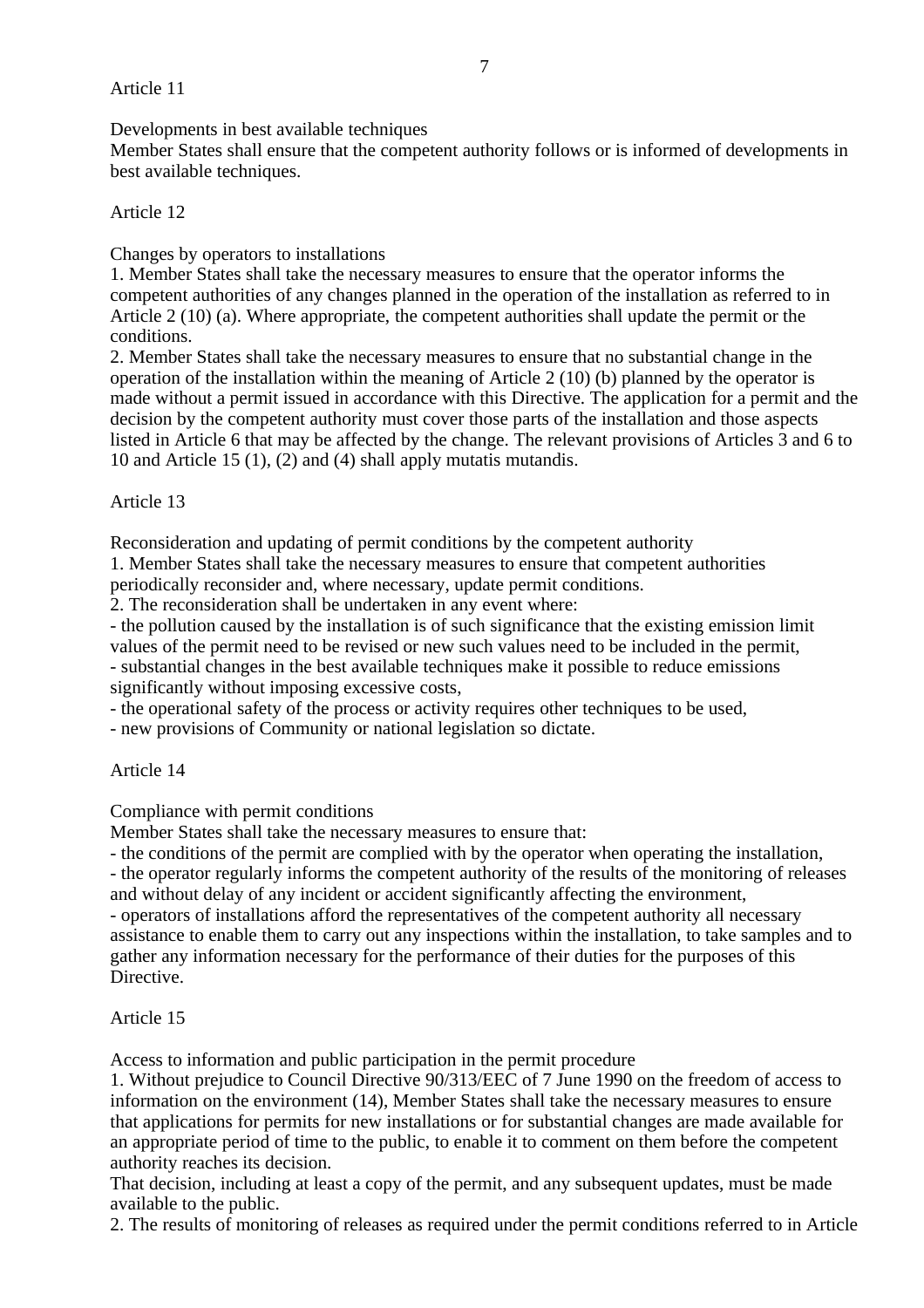Article 11

Developments in best available techniques
Member States shall ensure that the competent authority follows or is informed of developments in best available techniques.

Article 12

Changes by operators to installations
1. Member States shall take the necessary measures to ensure that the operator informs the competent authorities of any changes planned in the operation of the installation as referred to in Article 2 (10) (a). Where appropriate, the competent authorities shall update the permit or the conditions.
2. Member States shall take the necessary measures to ensure that no substantial change in the operation of the installation within the meaning of Article 2 (10) (b) planned by the operator is made without a permit issued in accordance with this Directive. The application for a permit and the decision by the competent authority must cover those parts of the installation and those aspects listed in Article 6 that may be affected by the change. The relevant provisions of Articles 3 and 6 to 10 and Article 15 (1), (2) and (4) shall apply mutatis mutandis.

Article 13

Reconsideration and updating of permit conditions by the competent authority
1. Member States shall take the necessary measures to ensure that competent authorities periodically reconsider and, where necessary, update permit conditions.
2. The reconsideration shall be undertaken in any event where:
- the pollution caused by the installation is of such significance that the existing emission limit values of the permit need to be revised or new such values need to be included in the permit,
- substantial changes in the best available techniques make it possible to reduce emissions significantly without imposing excessive costs,
- the operational safety of the process or activity requires other techniques to be used,
- new provisions of Community or national legislation so dictate.

Article 14

Compliance with permit conditions
Member States shall take the necessary measures to ensure that:
- the conditions of the permit are complied with by the operator when operating the installation,
- the operator regularly informs the competent authority of the results of the monitoring of releases and without delay of any incident or accident significantly affecting the environment,
- operators of installations afford the representatives of the competent authority all necessary assistance to enable them to carry out any inspections within the installation, to take samples and to gather any information necessary for the performance of their duties for the purposes of this Directive.

Article 15

Access to information and public participation in the permit procedure
1. Without prejudice to Council Directive 90/313/EEC of 7 June 1990 on the freedom of access to information on the environment (14), Member States shall take the necessary measures to ensure that applications for permits for new installations or for substantial changes are made available for an appropriate period of time to the public, to enable it to comment on them before the competent authority reaches its decision.
That decision, including at least a copy of the permit, and any subsequent updates, must be made available to the public.
2. The results of monitoring of releases as required under the permit conditions referred to in Article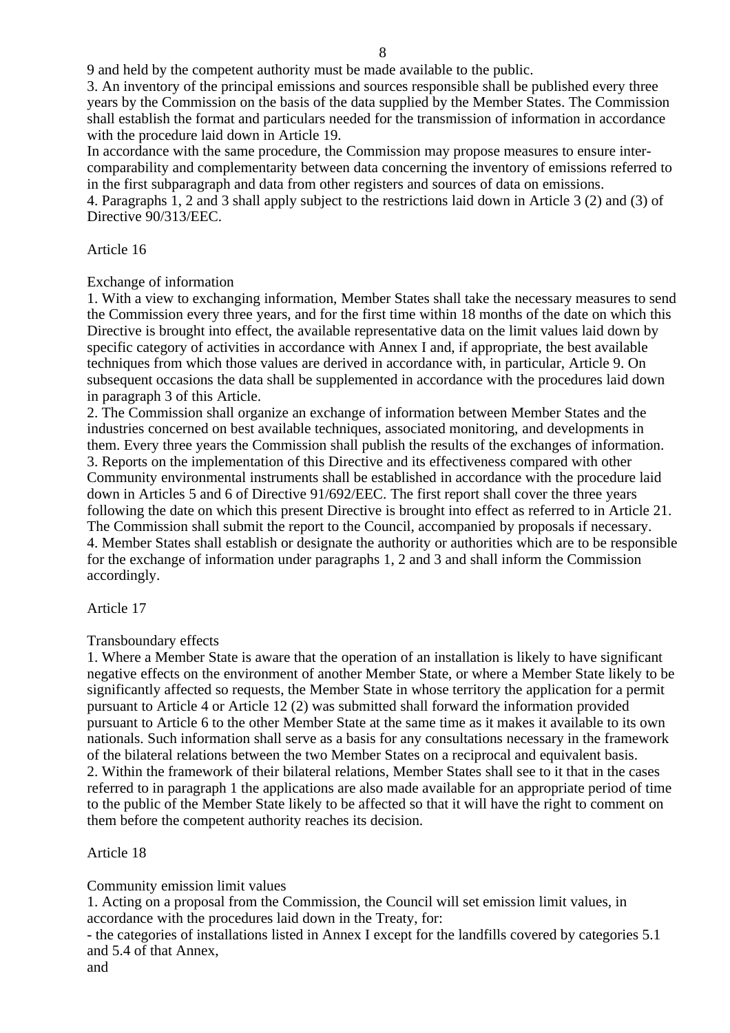9 and held by the competent authority must be made available to the public.
3. An inventory of the principal emissions and sources responsible shall be published every three years by the Commission on the basis of the data supplied by the Member States. The Commission shall establish the format and particulars needed for the transmission of information in accordance with the procedure laid down in Article 19.
In accordance with the same procedure, the Commission may propose measures to ensure inter-comparability and complementarity between data concerning the inventory of emissions referred to in the first subparagraph and data from other registers and sources of data on emissions.
4. Paragraphs 1, 2 and 3 shall apply subject to the restrictions laid down in Article 3 (2) and (3) of Directive 90/313/EEC.

Article 16

Exchange of information
1. With a view to exchanging information, Member States shall take the necessary measures to send the Commission every three years, and for the first time within 18 months of the date on which this Directive is brought into effect, the available representative data on the limit values laid down by specific category of activities in accordance with Annex I and, if appropriate, the best available techniques from which those values are derived in accordance with, in particular, Article 9. On subsequent occasions the data shall be supplemented in accordance with the procedures laid down in paragraph 3 of this Article.
2. The Commission shall organize an exchange of information between Member States and the industries concerned on best available techniques, associated monitoring, and developments in them. Every three years the Commission shall publish the results of the exchanges of information.
3. Reports on the implementation of this Directive and its effectiveness compared with other Community environmental instruments shall be established in accordance with the procedure laid down in Articles 5 and 6 of Directive 91/692/EEC. The first report shall cover the three years following the date on which this present Directive is brought into effect as referred to in Article 21. The Commission shall submit the report to the Council, accompanied by proposals if necessary.
4. Member States shall establish or designate the authority or authorities which are to be responsible for the exchange of information under paragraphs 1, 2 and 3 and shall inform the Commission accordingly.

Article 17

Transboundary effects
1. Where a Member State is aware that the operation of an installation is likely to have significant negative effects on the environment of another Member State, or where a Member State likely to be significantly affected so requests, the Member State in whose territory the application for a permit pursuant to Article 4 or Article 12 (2) was submitted shall forward the information provided pursuant to Article 6 to the other Member State at the same time as it makes it available to its own nationals. Such information shall serve as a basis for any consultations necessary in the framework of the bilateral relations between the two Member States on a reciprocal and equivalent basis.
2. Within the framework of their bilateral relations, Member States shall see to it that in the cases referred to in paragraph 1 the applications are also made available for an appropriate period of time to the public of the Member State likely to be affected so that it will have the right to comment on them before the competent authority reaches its decision.

Article 18

Community emission limit values
1. Acting on a proposal from the Commission, the Council will set emission limit values, in accordance with the procedures laid down in the Treaty, for:
- the categories of installations listed in Annex I except for the landfills covered by categories 5.1 and 5.4 of that Annex,
and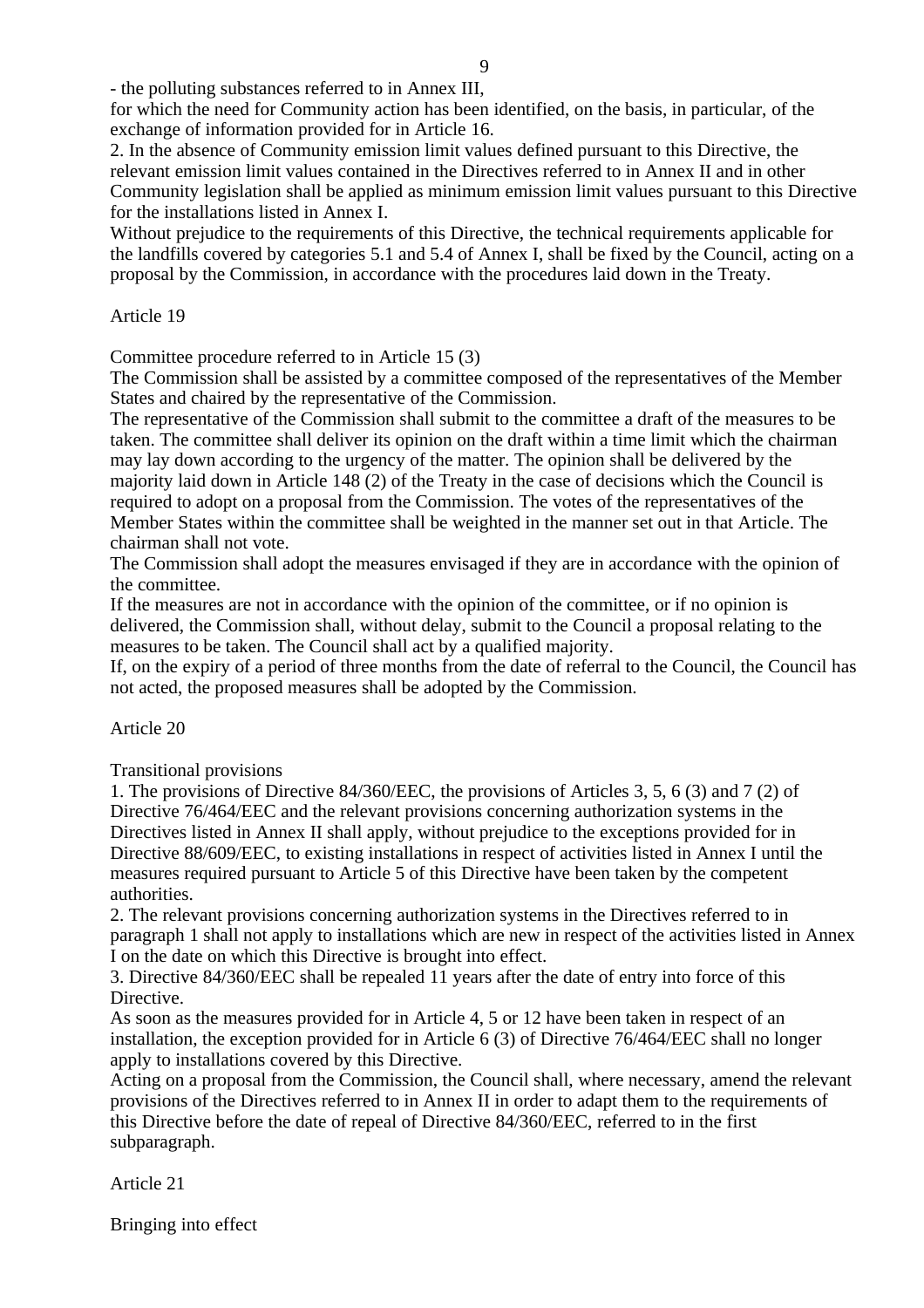- the polluting substances referred to in Annex III,

for which the need for Community action has been identified, on the basis, in particular, of the exchange of information provided for in Article 16.

2. In the absence of Community emission limit values defined pursuant to this Directive, the relevant emission limit values contained in the Directives referred to in Annex II and in other Community legislation shall be applied as minimum emission limit values pursuant to this Directive for the installations listed in Annex I.

Without prejudice to the requirements of this Directive, the technical requirements applicable for the landfills covered by categories 5.1 and 5.4 of Annex I, shall be fixed by the Council, acting on a proposal by the Commission, in accordance with the procedures laid down in the Treaty.

Article 19

Committee procedure referred to in Article 15 (3)

The Commission shall be assisted by a committee composed of the representatives of the Member States and chaired by the representative of the Commission.

The representative of the Commission shall submit to the committee a draft of the measures to be taken. The committee shall deliver its opinion on the draft within a time limit which the chairman may lay down according to the urgency of the matter. The opinion shall be delivered by the majority laid down in Article 148 (2) of the Treaty in the case of decisions which the Council is required to adopt on a proposal from the Commission. The votes of the representatives of the Member States within the committee shall be weighted in the manner set out in that Article. The chairman shall not vote.

The Commission shall adopt the measures envisaged if they are in accordance with the opinion of the committee.

If the measures are not in accordance with the opinion of the committee, or if no opinion is delivered, the Commission shall, without delay, submit to the Council a proposal relating to the measures to be taken. The Council shall act by a qualified majority.

If, on the expiry of a period of three months from the date of referral to the Council, the Council has not acted, the proposed measures shall be adopted by the Commission.

Article 20

Transitional provisions

1. The provisions of Directive 84/360/EEC, the provisions of Articles 3, 5, 6 (3) and 7 (2) of Directive 76/464/EEC and the relevant provisions concerning authorization systems in the Directives listed in Annex II shall apply, without prejudice to the exceptions provided for in Directive 88/609/EEC, to existing installations in respect of activities listed in Annex I until the measures required pursuant to Article 5 of this Directive have been taken by the competent authorities.

2. The relevant provisions concerning authorization systems in the Directives referred to in paragraph 1 shall not apply to installations which are new in respect of the activities listed in Annex I on the date on which this Directive is brought into effect.

3. Directive 84/360/EEC shall be repealed 11 years after the date of entry into force of this Directive.

As soon as the measures provided for in Article 4, 5 or 12 have been taken in respect of an installation, the exception provided for in Article 6 (3) of Directive 76/464/EEC shall no longer apply to installations covered by this Directive.

Acting on a proposal from the Commission, the Council shall, where necessary, amend the relevant provisions of the Directives referred to in Annex II in order to adapt them to the requirements of this Directive before the date of repeal of Directive 84/360/EEC, referred to in the first subparagraph.

Article 21

Bringing into effect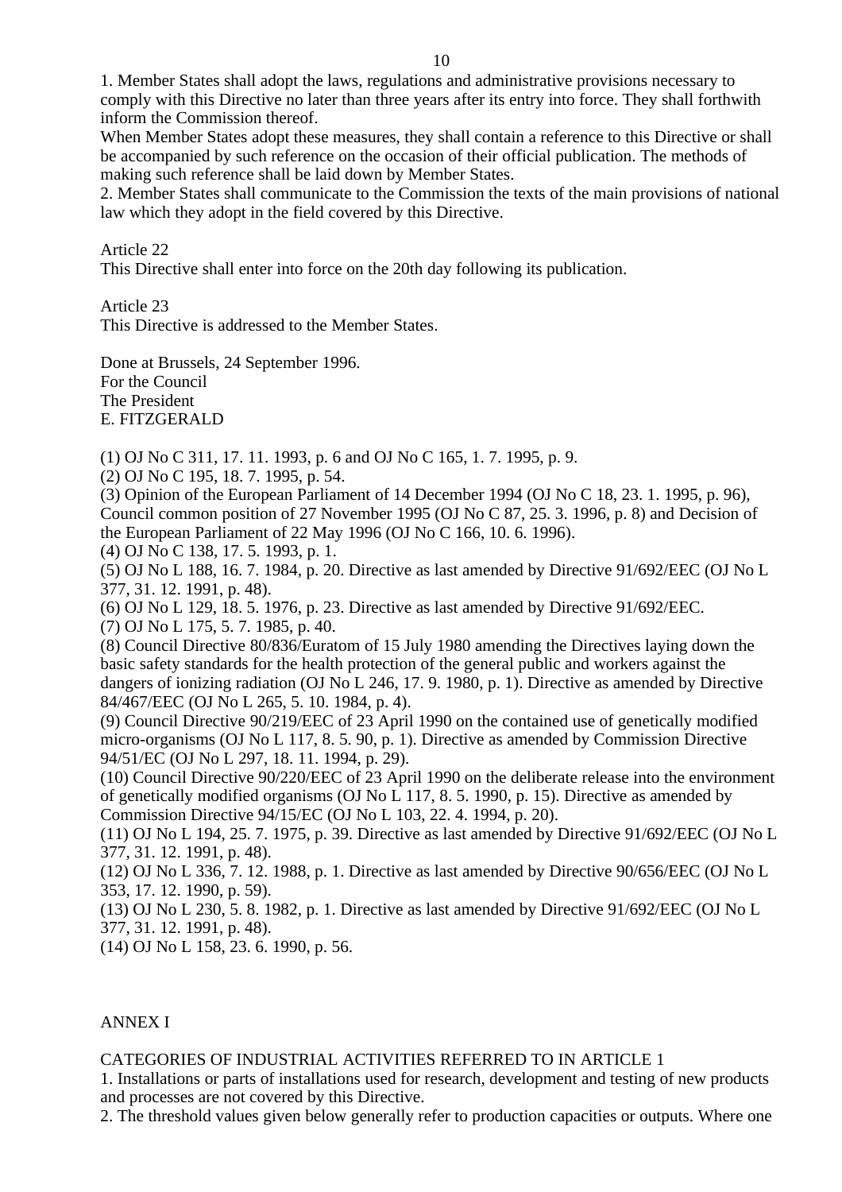1. Member States shall adopt the laws, regulations and administrative provisions necessary to comply with this Directive no later than three years after its entry into force. They shall forthwith inform the Commission thereof.
When Member States adopt these measures, they shall contain a reference to this Directive or shall be accompanied by such reference on the occasion of their official publication. The methods of making such reference shall be laid down by Member States.
2. Member States shall communicate to the Commission the texts of the main provisions of national law which they adopt in the field covered by this Directive.

Article 22
This Directive shall enter into force on the 20th day following its publication.

Article 23
This Directive is addressed to the Member States.

Done at Brussels, 24 September 1996.
For the Council
The President
E. FITZGERALD

(1) OJ No C 311, 17. 11. 1993, p. 6 and OJ No C 165, 1. 7. 1995, p. 9.
(2) OJ No C 195, 18. 7. 1995, p. 54.
(3) Opinion of the European Parliament of 14 December 1994 (OJ No C 18, 23. 1. 1995, p. 96), Council common position of 27 November 1995 (OJ No C 87, 25. 3. 1996, p. 8) and Decision of the European Parliament of 22 May 1996 (OJ No C 166, 10. 6. 1996).
(4) OJ No C 138, 17. 5. 1993, p. 1.
(5) OJ No L 188, 16. 7. 1984, p. 20. Directive as last amended by Directive 91/692/EEC (OJ No L 377, 31. 12. 1991, p. 48).
(6) OJ No L 129, 18. 5. 1976, p. 23. Directive as last amended by Directive 91/692/EEC.
(7) OJ No L 175, 5. 7. 1985, p. 40.
(8) Council Directive 80/836/Euratom of 15 July 1980 amending the Directives laying down the basic safety standards for the health protection of the general public and workers against the dangers of ionizing radiation (OJ No L 246, 17. 9. 1980, p. 1). Directive as amended by Directive 84/467/EEC (OJ No L 265, 5. 10. 1984, p. 4).
(9) Council Directive 90/219/EEC of 23 April 1990 on the contained use of genetically modified micro-organisms (OJ No L 117, 8. 5. 90, p. 1). Directive as amended by Commission Directive 94/51/EC (OJ No L 297, 18. 11. 1994, p. 29).
(10) Council Directive 90/220/EEC of 23 April 1990 on the deliberate release into the environment of genetically modified organisms (OJ No L 117, 8. 5. 1990, p. 15). Directive as amended by Commission Directive 94/15/EC (OJ No L 103, 22. 4. 1994, p. 20).
(11) OJ No L 194, 25. 7. 1975, p. 39. Directive as last amended by Directive 91/692/EEC (OJ No L 377, 31. 12. 1991, p. 48).
(12) OJ No L 336, 7. 12. 1988, p. 1. Directive as last amended by Directive 90/656/EEC (OJ No L 353, 17. 12. 1990, p. 59).
(13) OJ No L 230, 5. 8. 1982, p. 1. Directive as last amended by Directive 91/692/EEC (OJ No L 377, 31. 12. 1991, p. 48).
(14) OJ No L 158, 23. 6. 1990, p. 56.

ANNEX I

CATEGORIES OF INDUSTRIAL ACTIVITIES REFERRED TO IN ARTICLE 1
1. Installations or parts of installations used for research, development and testing of new products and processes are not covered by this Directive.
2. The threshold values given below generally refer to production capacities or outputs. Where one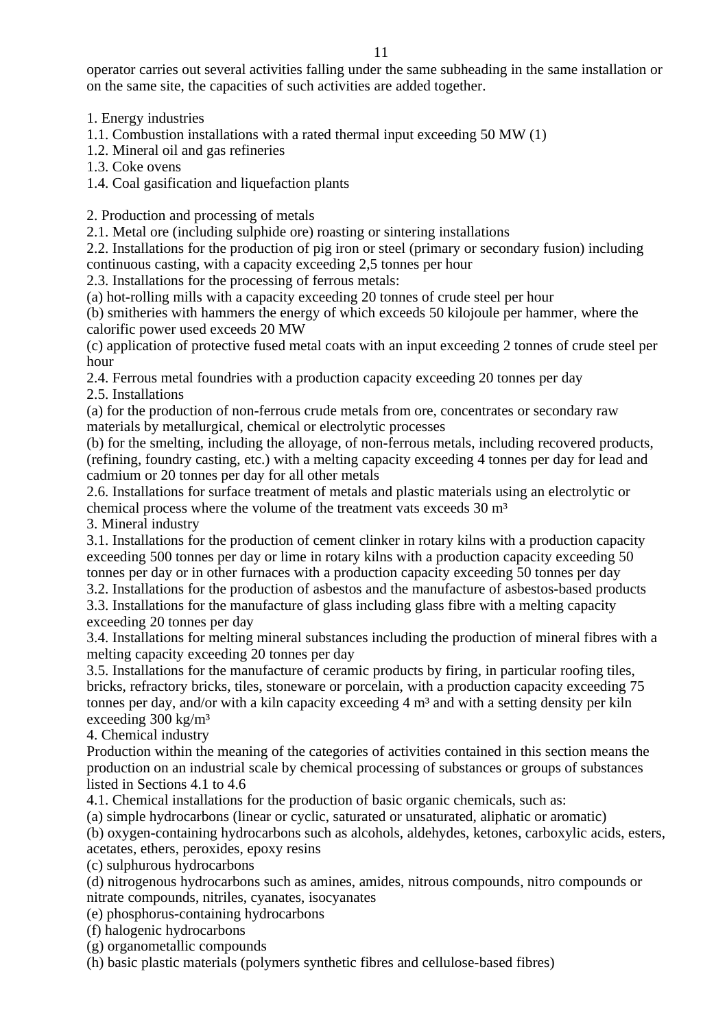operator carries out several activities falling under the same subheading in the same installation or on the same site, the capacities of such activities are added together.

1. Energy industries
1.1. Combustion installations with a rated thermal input exceeding 50 MW (1)
1.2. Mineral oil and gas refineries
1.3. Coke ovens
1.4. Coal gasification and liquefaction plants

2. Production and processing of metals
2.1. Metal ore (including sulphide ore) roasting or sintering installations
2.2. Installations for the production of pig iron or steel (primary or secondary fusion) including continuous casting, with a capacity exceeding 2,5 tonnes per hour
2.3. Installations for the processing of ferrous metals:
(a) hot-rolling mills with a capacity exceeding 20 tonnes of crude steel per hour
(b) smitheries with hammers the energy of which exceeds 50 kilojoule per hammer, where the calorific power used exceeds 20 MW
(c) application of protective fused metal coats with an input exceeding 2 tonnes of crude steel per hour
2.4. Ferrous metal foundries with a production capacity exceeding 20 tonnes per day
2.5. Installations
(a) for the production of non-ferrous crude metals from ore, concentrates or secondary raw materials by metallurgical, chemical or electrolytic processes
(b) for the smelting, including the alloyage, of non-ferrous metals, including recovered products, (refining, foundry casting, etc.) with a melting capacity exceeding 4 tonnes per day for lead and cadmium or 20 tonnes per day for all other metals
2.6. Installations for surface treatment of metals and plastic materials using an electrolytic or chemical process where the volume of the treatment vats exceeds 30 m³
3. Mineral industry
3.1. Installations for the production of cement clinker in rotary kilns with a production capacity exceeding 500 tonnes per day or lime in rotary kilns with a production capacity exceeding 50 tonnes per day or in other furnaces with a production capacity exceeding 50 tonnes per day
3.2. Installations for the production of asbestos and the manufacture of asbestos-based products
3.3. Installations for the manufacture of glass including glass fibre with a melting capacity exceeding 20 tonnes per day
3.4. Installations for melting mineral substances including the production of mineral fibres with a melting capacity exceeding 20 tonnes per day
3.5. Installations for the manufacture of ceramic products by firing, in particular roofing tiles, bricks, refractory bricks, tiles, stoneware or porcelain, with a production capacity exceeding 75 tonnes per day, and/or with a kiln capacity exceeding 4 m³ and with a setting density per kiln exceeding 300 kg/m³
4. Chemical industry
Production within the meaning of the categories of activities contained in this section means the production on an industrial scale by chemical processing of substances or groups of substances listed in Sections 4.1 to 4.6
4.1. Chemical installations for the production of basic organic chemicals, such as:
(a) simple hydrocarbons (linear or cyclic, saturated or unsaturated, aliphatic or aromatic)
(b) oxygen-containing hydrocarbons such as alcohols, aldehydes, ketones, carboxylic acids, esters, acetates, ethers, peroxides, epoxy resins
(c) sulphurous hydrocarbons
(d) nitrogenous hydrocarbons such as amines, amides, nitrous compounds, nitro compounds or nitrate compounds, nitriles, cyanates, isocyanates
(e) phosphorus-containing hydrocarbons
(f) halogenic hydrocarbons
(g) organometallic compounds
(h) basic plastic materials (polymers synthetic fibres and cellulose-based fibres)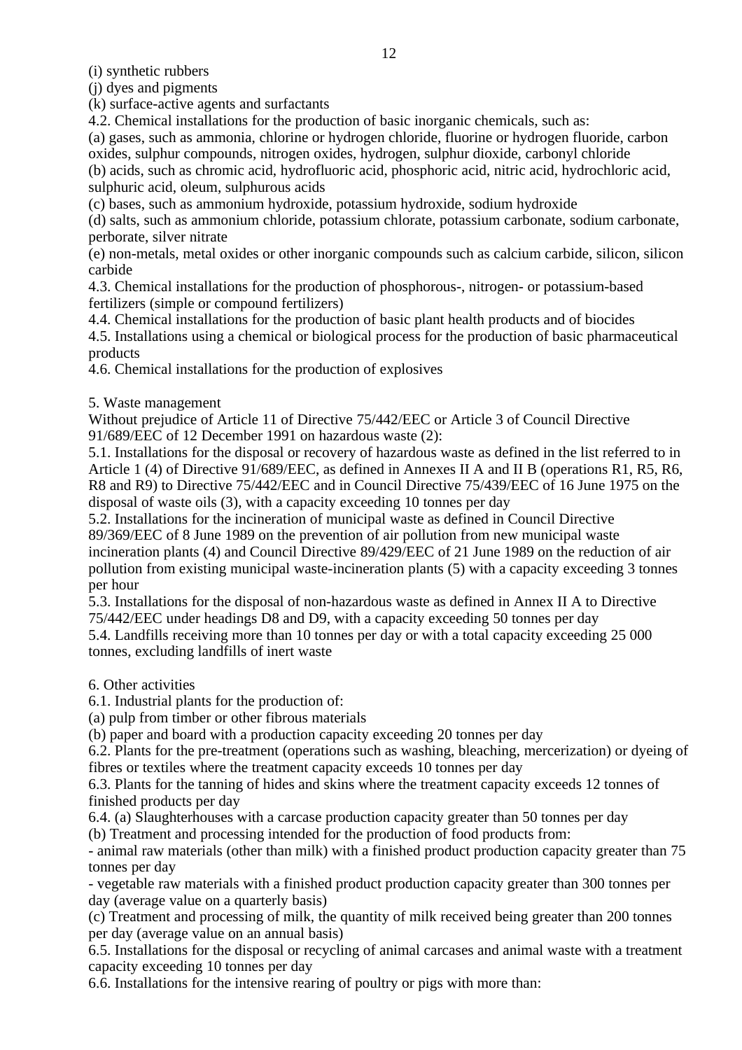(i) synthetic rubbers

(j) dyes and pigments

(k) surface-active agents and surfactants

4.2. Chemical installations for the production of basic inorganic chemicals, such as:

(a) gases, such as ammonia, chlorine or hydrogen chloride, fluorine or hydrogen fluoride, carbon oxides, sulphur compounds, nitrogen oxides, hydrogen, sulphur dioxide, carbonyl chloride

(b) acids, such as chromic acid, hydrofluoric acid, phosphoric acid, nitric acid, hydrochloric acid, sulphuric acid, oleum, sulphurous acids

(c) bases, such as ammonium hydroxide, potassium hydroxide, sodium hydroxide

(d) salts, such as ammonium chloride, potassium chlorate, potassium carbonate, sodium carbonate, perborate, silver nitrate

(e) non-metals, metal oxides or other inorganic compounds such as calcium carbide, silicon, silicon carbide

4.3. Chemical installations for the production of phosphorous-, nitrogen- or potassium-based fertilizers (simple or compound fertilizers)

4.4. Chemical installations for the production of basic plant health products and of biocides

4.5. Installations using a chemical or biological process for the production of basic pharmaceutical products

4.6. Chemical installations for the production of explosives

5. Waste management

Without prejudice of Article 11 of Directive 75/442/EEC or Article 3 of Council Directive 91/689/EEC of 12 December 1991 on hazardous waste (2):

5.1. Installations for the disposal or recovery of hazardous waste as defined in the list referred to in Article 1 (4) of Directive 91/689/EEC, as defined in Annexes II A and II B (operations R1, R5, R6, R8 and R9) to Directive 75/442/EEC and in Council Directive 75/439/EEC of 16 June 1975 on the disposal of waste oils (3), with a capacity exceeding 10 tonnes per day

5.2. Installations for the incineration of municipal waste as defined in Council Directive 89/369/EEC of 8 June 1989 on the prevention of air pollution from new municipal waste incineration plants (4) and Council Directive 89/429/EEC of 21 June 1989 on the reduction of air pollution from existing municipal waste-incineration plants (5) with a capacity exceeding 3 tonnes per hour

5.3. Installations for the disposal of non-hazardous waste as defined in Annex II A to Directive 75/442/EEC under headings D8 and D9, with a capacity exceeding 50 tonnes per day

5.4. Landfills receiving more than 10 tonnes per day or with a total capacity exceeding 25 000 tonnes, excluding landfills of inert waste

6. Other activities

6.1. Industrial plants for the production of:

(a) pulp from timber or other fibrous materials

(b) paper and board with a production capacity exceeding 20 tonnes per day

6.2. Plants for the pre-treatment (operations such as washing, bleaching, mercerization) or dyeing of fibres or textiles where the treatment capacity exceeds 10 tonnes per day

6.3. Plants for the tanning of hides and skins where the treatment capacity exceeds 12 tonnes of finished products per day

6.4. (a) Slaughterhouses with a carcase production capacity greater than 50 tonnes per day

(b) Treatment and processing intended for the production of food products from:

- animal raw materials (other than milk) with a finished product production capacity greater than 75 tonnes per day
- vegetable raw materials with a finished product production capacity greater than 300 tonnes per day (average value on a quarterly basis)

(c) Treatment and processing of milk, the quantity of milk received being greater than 200 tonnes per day (average value on an annual basis)

6.5. Installations for the disposal or recycling of animal carcases and animal waste with a treatment capacity exceeding 10 tonnes per day

6.6. Installations for the intensive rearing of poultry or pigs with more than: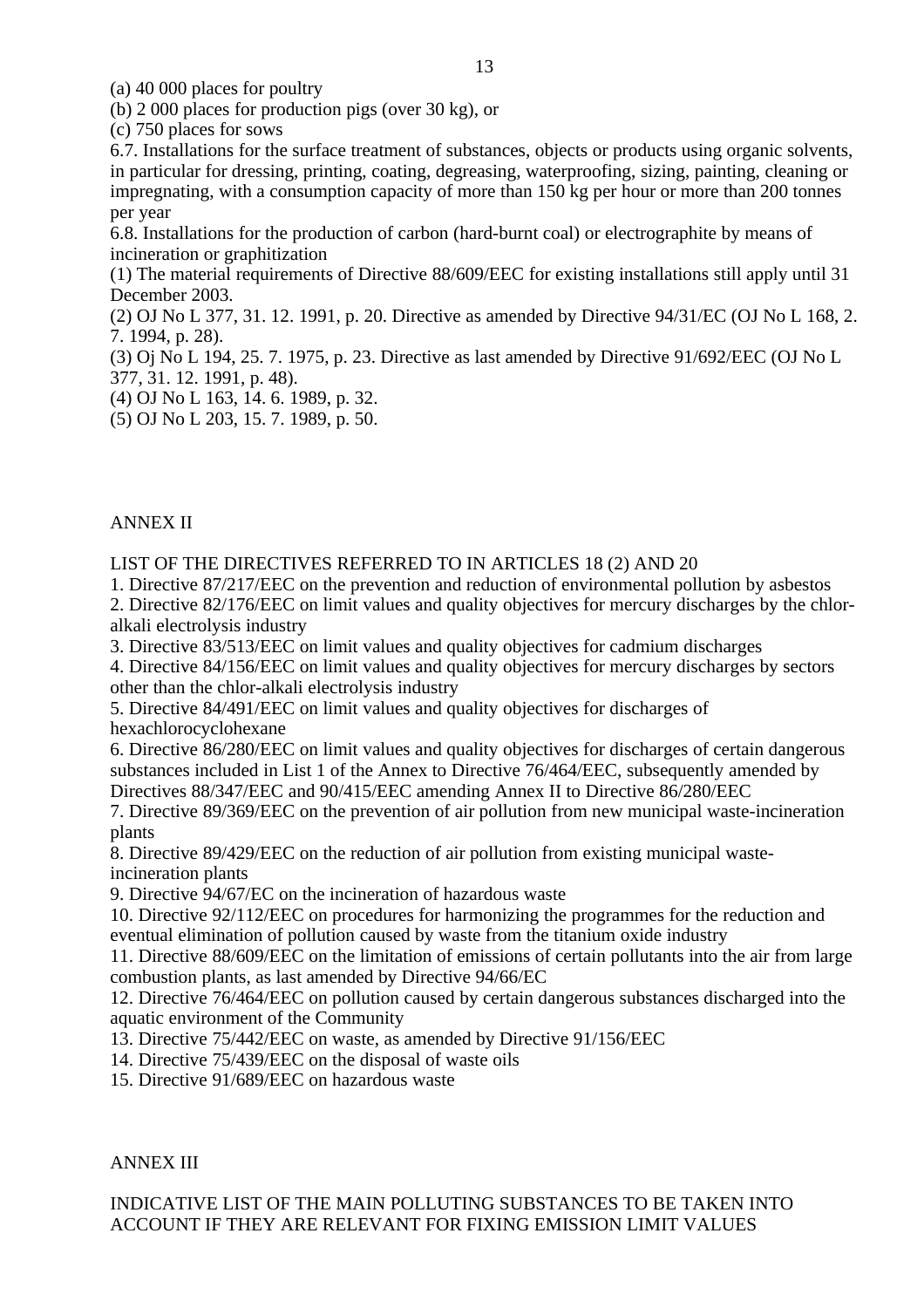(a) 40 000 places for poultry

(b) 2 000 places for production pigs (over 30 kg), or

(c) 750 places for sows

6.7. Installations for the surface treatment of substances, objects or products using organic solvents, in particular for dressing, printing, coating, degreasing, waterproofing, sizing, painting, cleaning or impregnating, with a consumption capacity of more than 150 kg per hour or more than 200 tonnes per year

6.8. Installations for the production of carbon (hard-burnt coal) or electrographite by means of incineration or graphitization

(1) The material requirements of Directive 88/609/EEC for existing installations still apply until 31 December 2003.

(2) OJ No L 377, 31. 12. 1991, p. 20. Directive as amended by Directive 94/31/EC (OJ No L 168, 2. 7. 1994, p. 28).

(3) Oj No L 194, 25. 7. 1975, p. 23. Directive as last amended by Directive 91/692/EEC (OJ No L 377, 31. 12. 1991, p. 48).

(4) OJ No L 163, 14. 6. 1989, p. 32.

(5) OJ No L 203, 15. 7. 1989, p. 50.

## ANNEX II

LIST OF THE DIRECTIVES REFERRED TO IN ARTICLES 18 (2) AND 20

1. Directive 87/217/EEC on the prevention and reduction of environmental pollution by asbestos
2. Directive 82/176/EEC on limit values and quality objectives for mercury discharges by the chlor-alkali electrolysis industry
3. Directive 83/513/EEC on limit values and quality objectives for cadmium discharges
4. Directive 84/156/EEC on limit values and quality objectives for mercury discharges by sectors other than the chlor-alkali electrolysis industry
5. Directive 84/491/EEC on limit values and quality objectives for discharges of hexachlorocyclohexane
6. Directive 86/280/EEC on limit values and quality objectives for discharges of certain dangerous substances included in List 1 of the Annex to Directive 76/464/EEC, subsequently amended by Directives 88/347/EEC and 90/415/EEC amending Annex II to Directive 86/280/EEC
7. Directive 89/369/EEC on the prevention of air pollution from new municipal waste-incineration plants
8. Directive 89/429/EEC on the reduction of air pollution from existing municipal waste-incineration plants
9. Directive 94/67/EC on the incineration of hazardous waste
10. Directive 92/112/EEC on procedures for harmonizing the programmes for the reduction and eventual elimination of pollution caused by waste from the titanium oxide industry
11. Directive 88/609/EEC on the limitation of emissions of certain pollutants into the air from large combustion plants, as last amended by Directive 94/66/EC
12. Directive 76/464/EEC on pollution caused by certain dangerous substances discharged into the aquatic environment of the Community
13. Directive 75/442/EEC on waste, as amended by Directive 91/156/EEC
14. Directive 75/439/EEC on the disposal of waste oils
15. Directive 91/689/EEC on hazardous waste

## ANNEX III

INDICATIVE LIST OF THE MAIN POLLUTING SUBSTANCES TO BE TAKEN INTO ACCOUNT IF THEY ARE RELEVANT FOR FIXING EMISSION LIMIT VALUES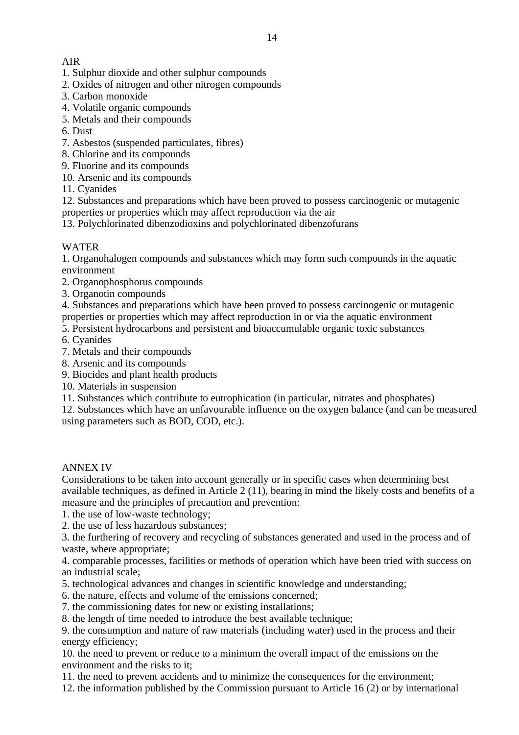AIR

1. Sulphur dioxide and other sulphur compounds
2. Oxides of nitrogen and other nitrogen compounds
3. Carbon monoxide
4. Volatile organic compounds
5. Metals and their compounds
6. Dust
7. Asbestos (suspended particulates, fibres)
8. Chlorine and its compounds
9. Fluorine and its compounds
10. Arsenic and its compounds
11. Cyanides
12. Substances and preparations which have been proved to possess carcinogenic or mutagenic properties or properties which may affect reproduction via the air
13. Polychlorinated dibenzodioxins and polychlorinated dibenzofurans

WATER

1. Organohalogen compounds and substances which may form such compounds in the aquatic environment
2. Organophosphorus compounds
3. Organotin compounds
4. Substances and preparations which have been proved to possess carcinogenic or mutagenic properties or properties which may affect reproduction in or via the aquatic environment
5. Persistent hydrocarbons and persistent and bioaccumulable organic toxic substances
6. Cyanides
7. Metals and their compounds
8. Arsenic and its compounds
9. Biocides and plant health products
10. Materials in suspension
11. Substances which contribute to eutrophication (in particular, nitrates and phosphates)
12. Substances which have an unfavourable influence on the oxygen balance (and can be measured using parameters such as BOD, COD, etc.).

ANNEX IV

Considerations to be taken into account generally or in specific cases when determining best available techniques, as defined in Article 2 (11), bearing in mind the likely costs and benefits of a measure and the principles of precaution and prevention:

1. the use of low-waste technology;
2. the use of less hazardous substances;
3. the furthering of recovery and recycling of substances generated and used in the process and of waste, where appropriate;
4. comparable processes, facilities or methods of operation which have been tried with success on an industrial scale;
5. technological advances and changes in scientific knowledge and understanding;
6. the nature, effects and volume of the emissions concerned;
7. the commissioning dates for new or existing installations;
8. the length of time needed to introduce the best available technique;
9. the consumption and nature of raw materials (including water) used in the process and their energy efficiency;
10. the need to prevent or reduce to a minimum the overall impact of the emissions on the environment and the risks to it;
11. the need to prevent accidents and to minimize the consequences for the environment;
12. the information published by the Commission pursuant to Article 16 (2) or by international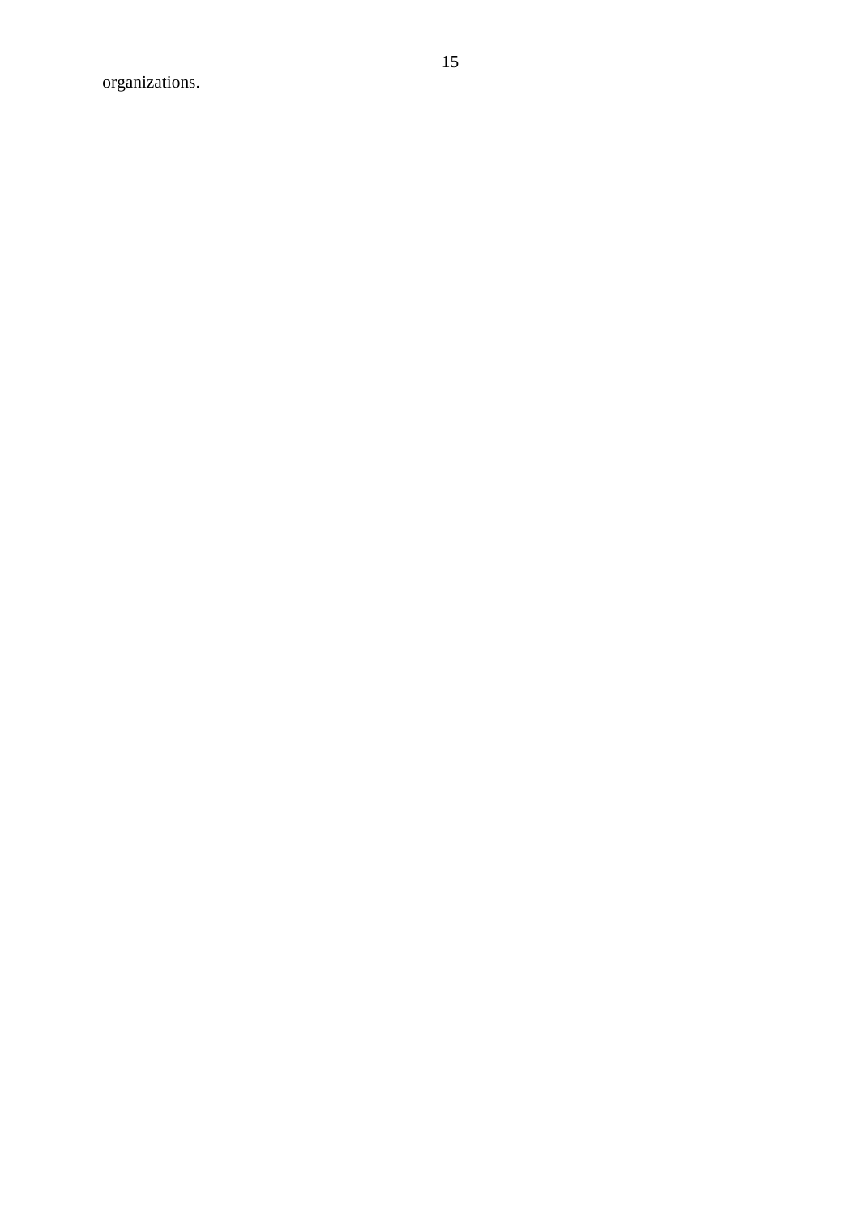organizations.